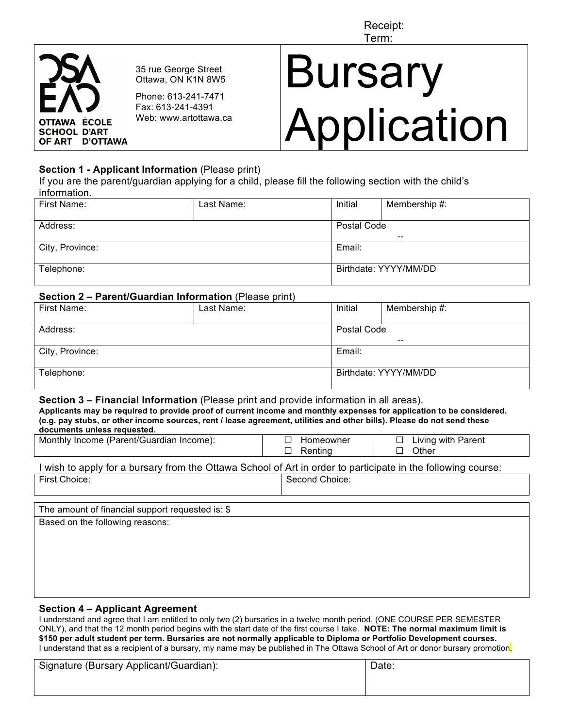Receipt:
Term:

OTTAWA SCHOOL OF ART
ÉCOLE D'ART D'OTTAWA

35 rue George Street
Ottawa, ON K1N 8W5

Phone: 613-241-7471
Fax: 613-241-4391
Web: www.artottawa.ca

# Bursary Application

**Section 1 - Applicant Information** (Please print)
If you are the parent/guardian applying for a child, please fill the following section with the child's information.

| First Name: | Last Name: | Initial | Membership #: |
|---|---|---|---|
| Address: | | Postal Code -- | |
| City, Province: | | Email: | |
| Telephone: | | Birthdate: YYYY/MM/DD | |

**Section 2 – Parent/Guardian Information** (Please print)

| First Name: | Last Name: | Initial | Membership #: |
|---|---|---|---|
| Address: | | Postal Code -- | |
| City, Province: | | Email: | |
| Telephone: | | Birthdate: YYYY/MM/DD | |

**Section 3 – Financial Information** (Please print and provide information in all areas).
**Applicants may be required to provide proof of current income and monthly expenses for application to be considered. (e.g. pay stubs, or other income sources, rent / lease agreement, utilities and other bills). Please do not send these documents unless requested.**

| Monthly Income (Parent/Guardian Income): | ☐ Homeowner<br>☐ Renting | ☐ Living with Parent<br>☐ Other |
|---|---|---|

I wish to apply for a bursary from the Ottawa School of Art in order to participate in the following course:

| First Choice: | Second Choice: |
|---|---|

| The amount of financial support requested is: $ |
|---|
| Based on the following reasons: |

**Section 4 – Applicant Agreement**
I understand and agree that I am entitled to only two (2) bursaries in a twelve month period, (ONE COURSE PER SEMESTER ONLY), and that the 12 month period begins with the start date of the first course I take. **NOTE: The normal maximum limit is $150 per adult student per term. Bursaries are not normally applicable to Diploma or Portfolio Development courses.**
I understand that as a recipient of a bursary, my name may be published in The Ottawa School of Art or donor bursary promotion.

| Signature (Bursary Applicant/Guardian): | Date: |
|---|---|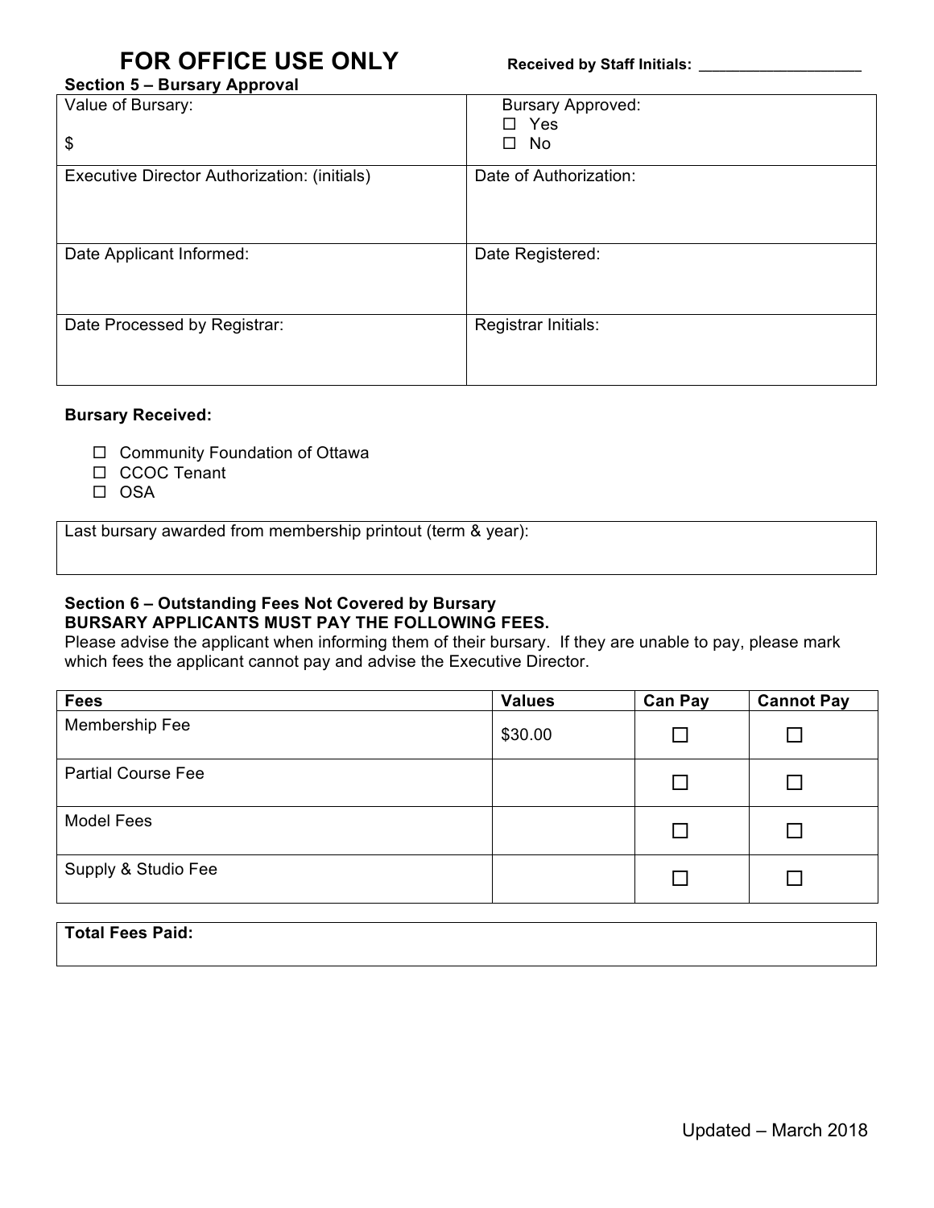# FOR OFFICE USE ONLY

**Received by Staff Initials: ___________________**

**Section 5 – Bursary Approval**

| | |
|---|---|
| Value of Bursary:<br><br>$ | Bursary Approved:<br>☐ Yes<br>☐ No |
| Executive Director Authorization: (initials) | Date of Authorization: |
| Date Applicant Informed: | Date Registered: |
| Date Processed by Registrar: | Registrar Initials: |

**Bursary Received:**

- ☐ Community Foundation of Ottawa
- ☐ CCOC Tenant
- ☐ OSA

| |
|---|
| Last bursary awarded from membership printout (term & year): |

**Section 6 – Outstanding Fees Not Covered by Bursary**
**BURSARY APPLICANTS MUST PAY THE FOLLOWING FEES.**
Please advise the applicant when informing them of their bursary. If they are unable to pay, please mark which fees the applicant cannot pay and advise the Executive Director.

| Fees | Values | Can Pay | Cannot Pay |
|---|---|---|---|
| Membership Fee | $30.00 | ☐ | ☐ |
| Partial Course Fee | | ☐ | ☐ |
| Model Fees | | ☐ | ☐ |
| Supply & Studio Fee | | ☐ | ☐ |

| |
|---|
| **Total Fees Paid:** |

Updated – March 2018